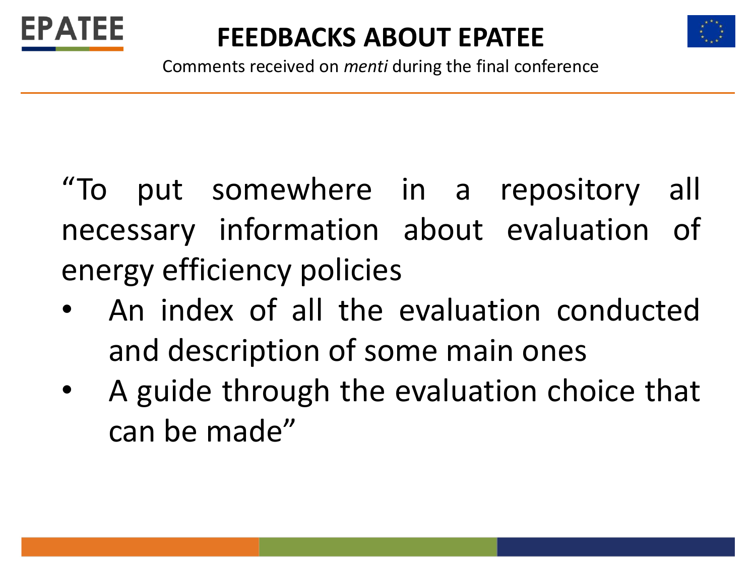# FEEDBACKS ABOUT EPATEE

Comments received on *menti* during the final conference

"To put somewhere in a repository all necessary information about evaluation of energy efficiency policies

- An index of all the evaluation conducted and description of some main ones
- A guide through the evaluation choice that can be made"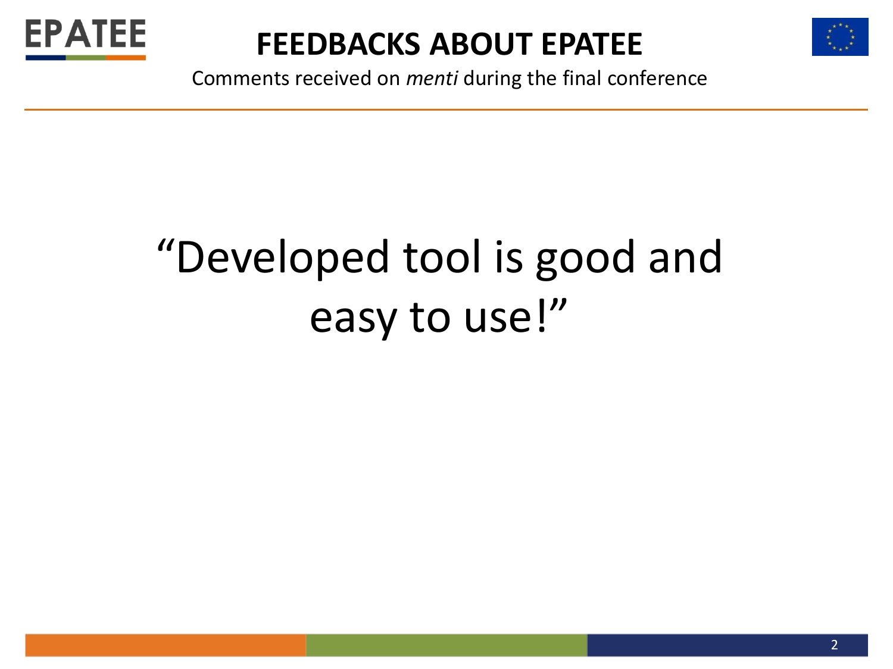# FEEDBACKS ABOUT EPATEE

Comments received on *menti* during the final conference

"Developed tool is good and easy to use!"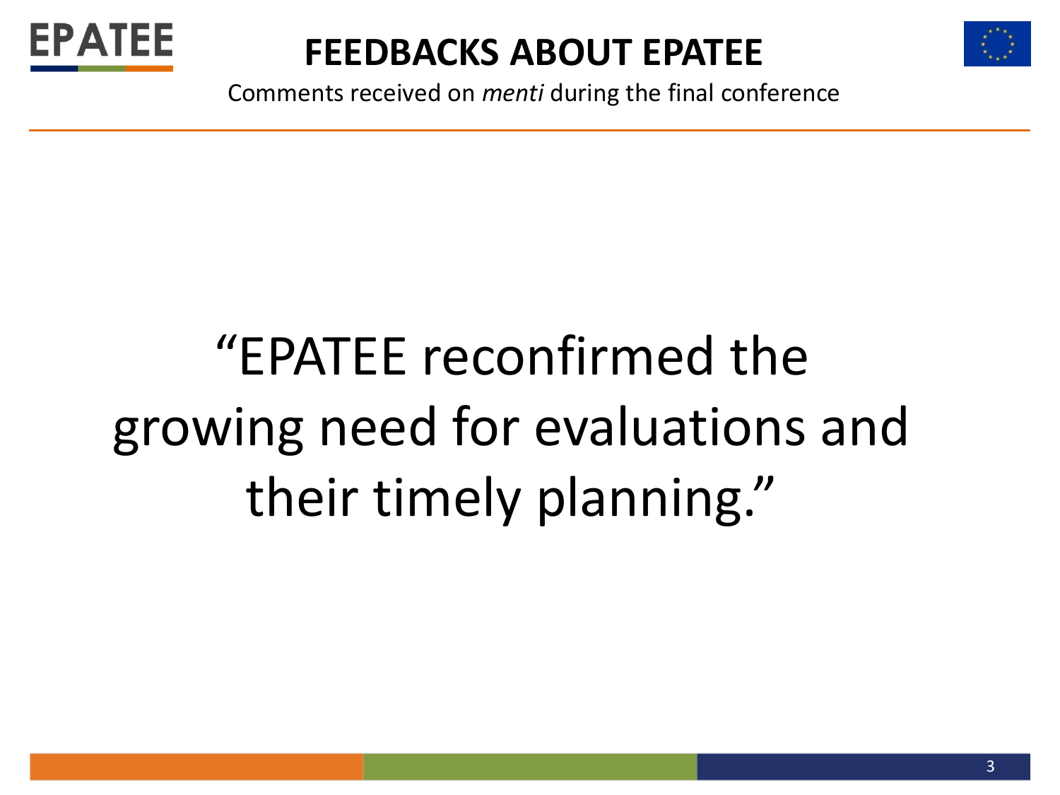# FEEDBACKS ABOUT EPATEE

Comments received on *menti* during the final conference

“EPATEE reconfirmed the growing need for evaluations and their timely planning.”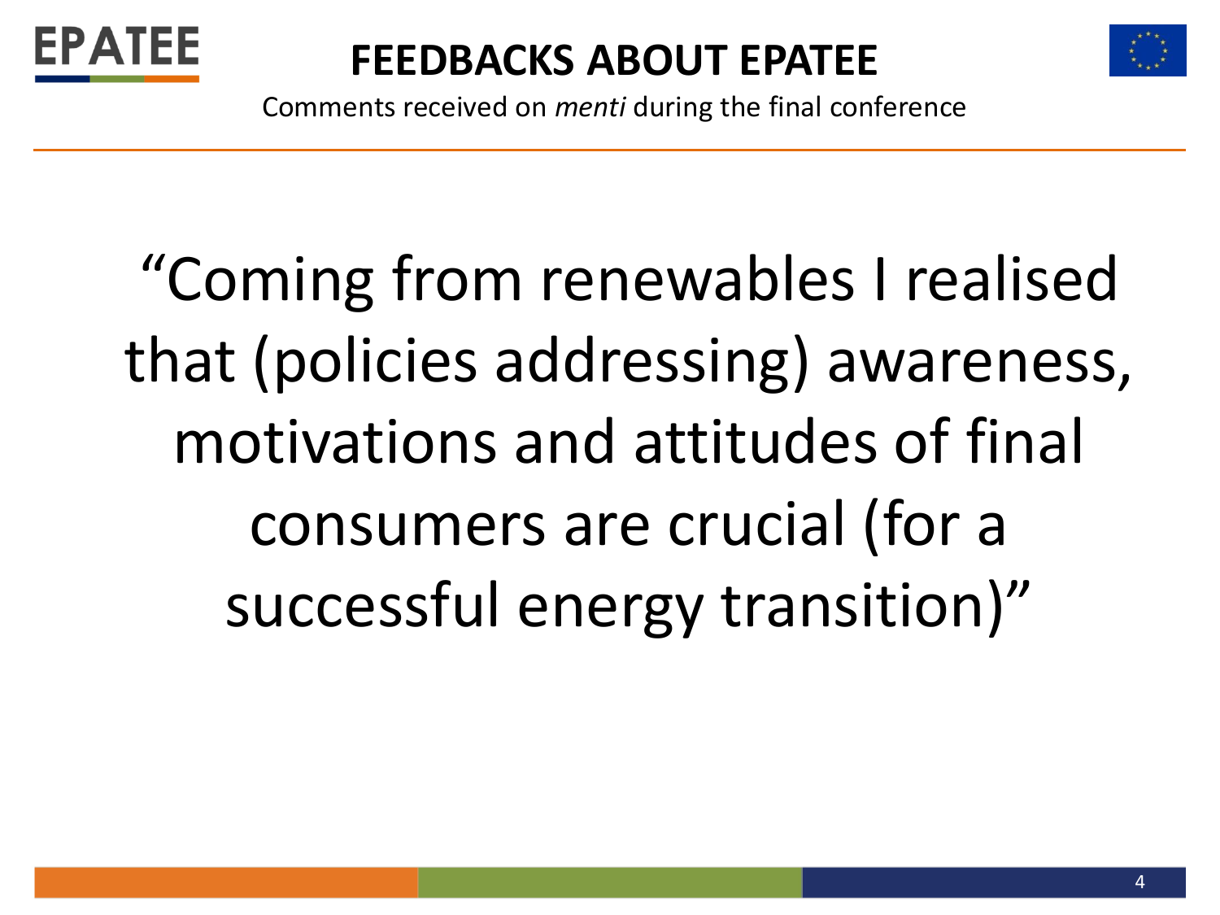# FEEDBACKS ABOUT EPATEE

Comments received on *menti* during the final conference

"Coming from renewables I realised that (policies addressing) awareness, motivations and attitudes of final consumers are crucial (for a successful energy transition)"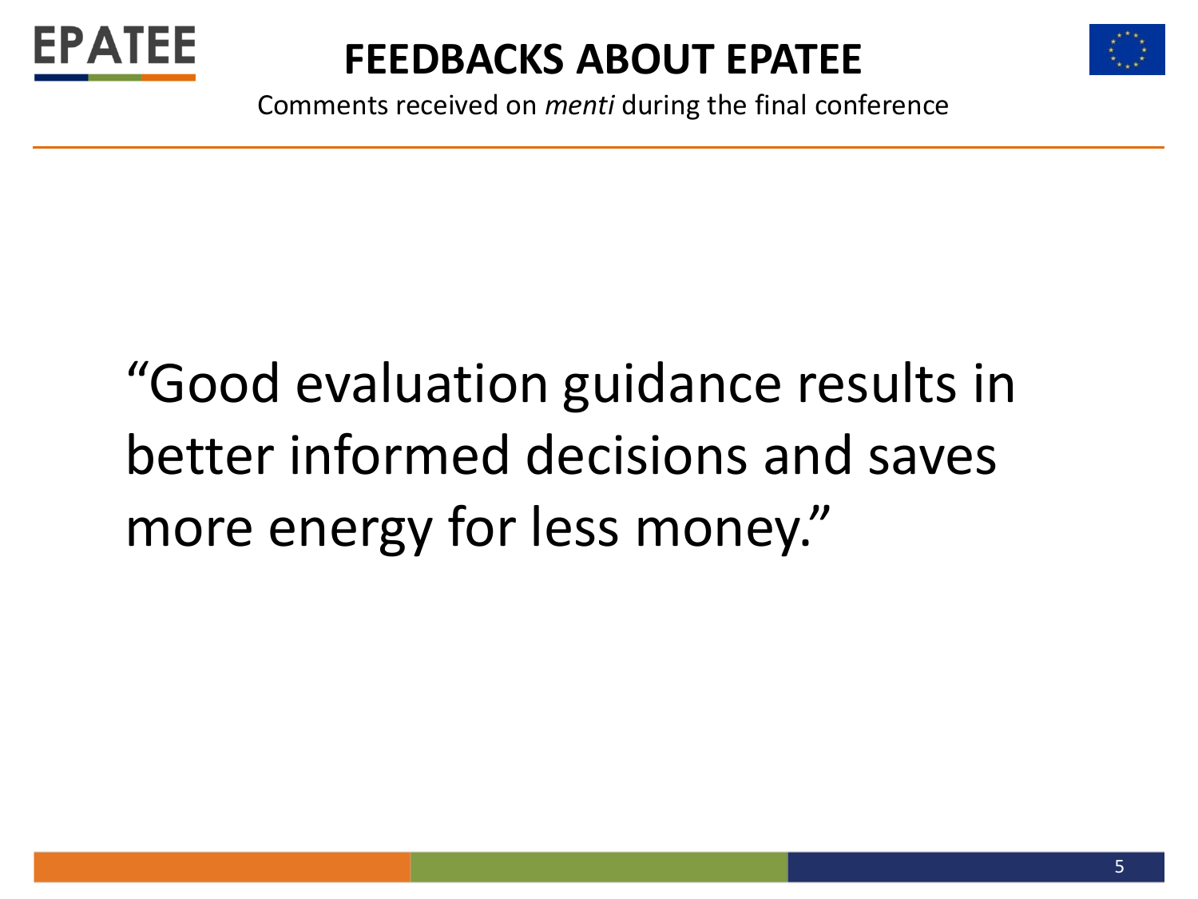# FEEDBACKS ABOUT EPATEE

Comments received on *menti* during the final conference

"Good evaluation guidance results in better informed decisions and saves more energy for less money."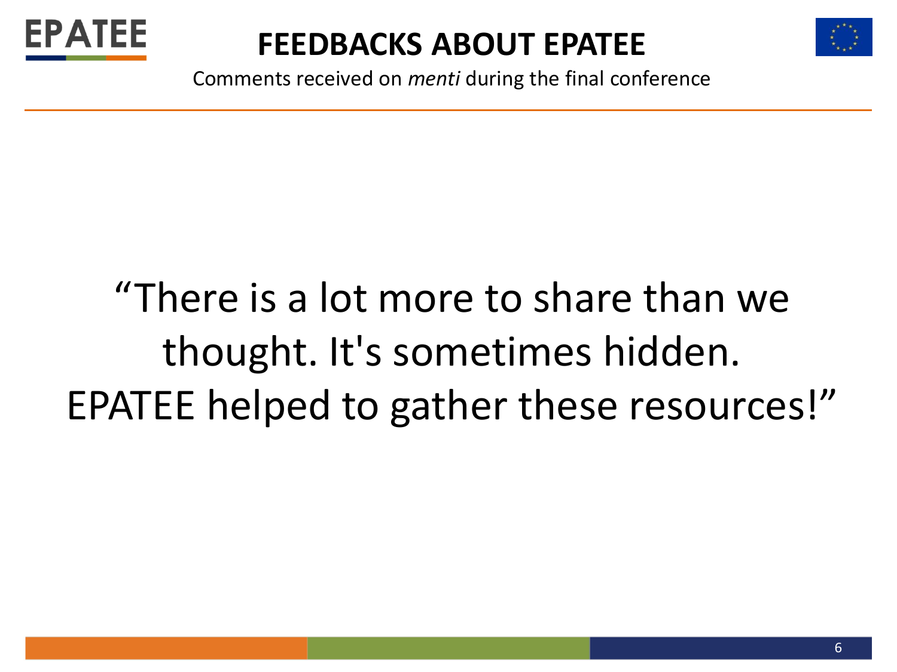# FEEDBACKS ABOUT EPATEE

Comments received on *menti* during the final conference

"There is a lot more to share than we thought. It's sometimes hidden. EPATEE helped to gather these resources!"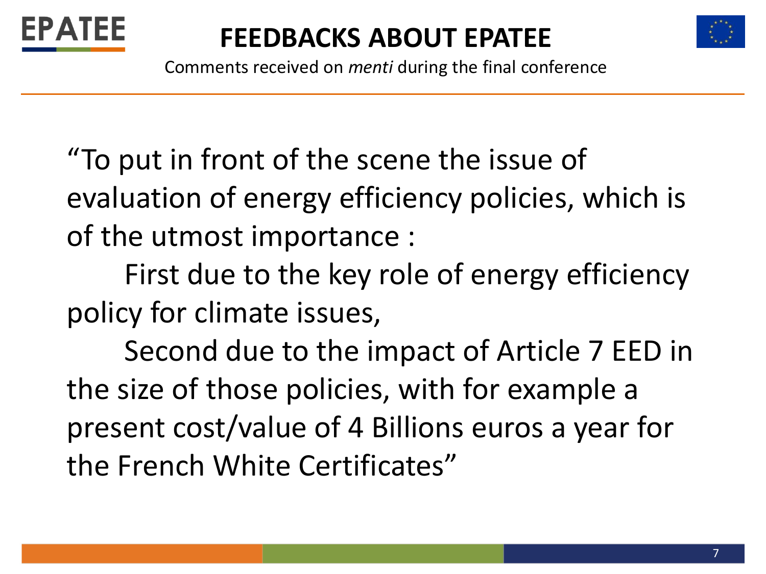# FEEDBACKS ABOUT EPATEE

Comments received on *menti* during the final conference

"To put in front of the scene the issue of evaluation of energy efficiency policies, which is of the utmost importance :

First due to the key role of energy efficiency policy for climate issues,

Second due to the impact of Article 7 EED in the size of those policies, with for example a present cost/value of 4 Billions euros a year for the French White Certificates"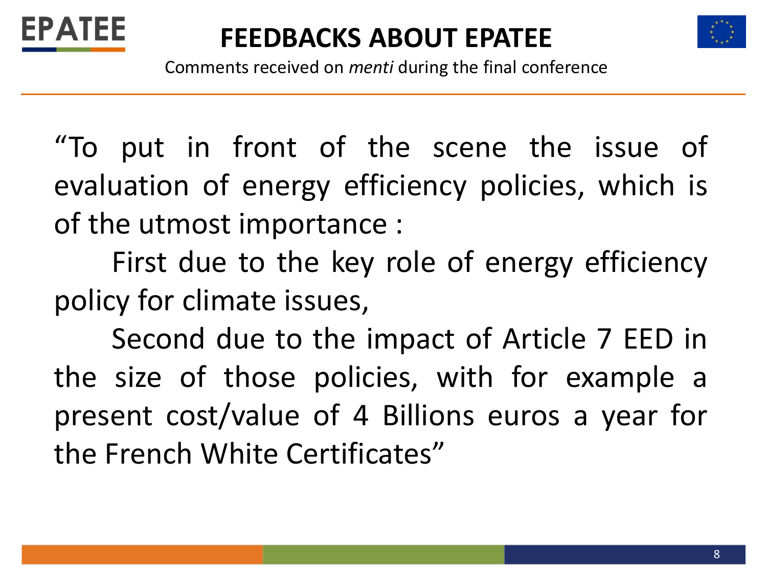# FEEDBACKS ABOUT EPATEE

Comments received on *menti* during the final conference

"To put in front of the scene the issue of evaluation of energy efficiency policies, which is of the utmost importance :

First due to the key role of energy efficiency policy for climate issues,

Second due to the impact of Article 7 EED in the size of those policies, with for example a present cost/value of 4 Billions euros a year for the French White Certificates"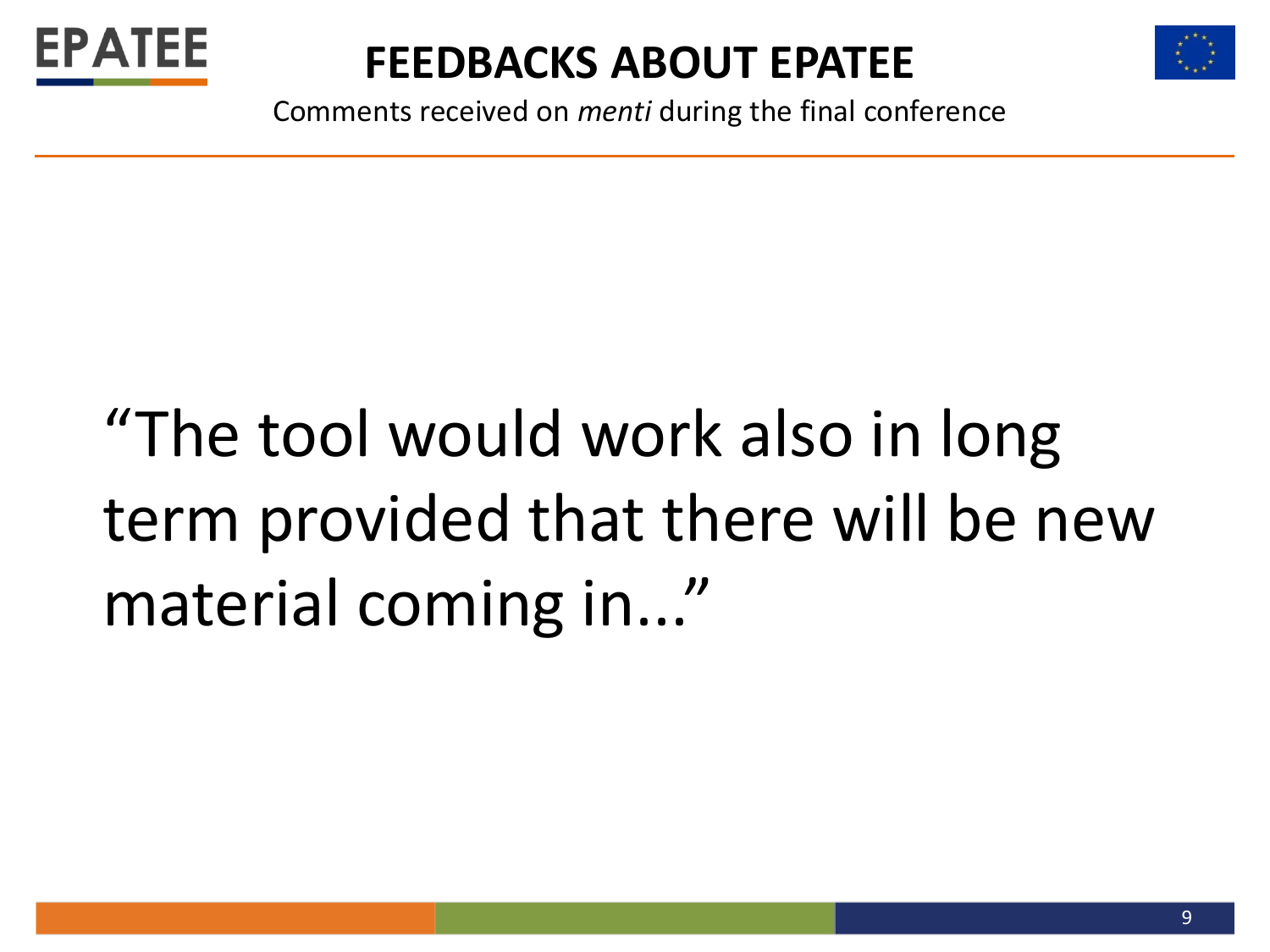# FEEDBACKS ABOUT EPATEE

Comments received on *menti* during the final conference

"The tool would work also in long term provided that there will be new material coming in..."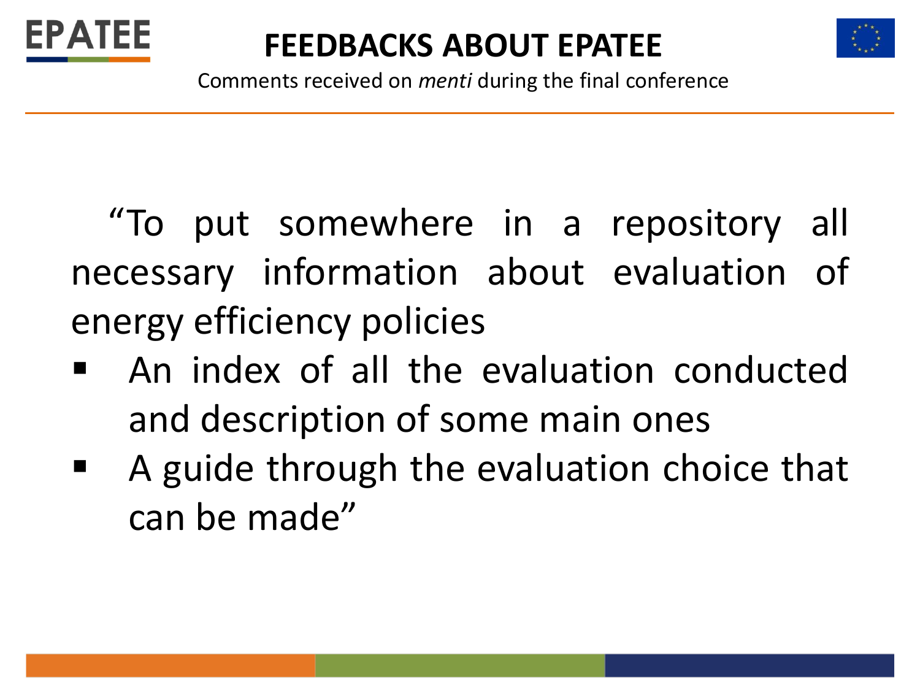# FEEDBACKS ABOUT EPATEE

Comments received on *menti* during the final conference

"To put somewhere in a repository all necessary information about evaluation of energy efficiency policies

- An index of all the evaluation conducted and description of some main ones
- A guide through the evaluation choice that can be made"